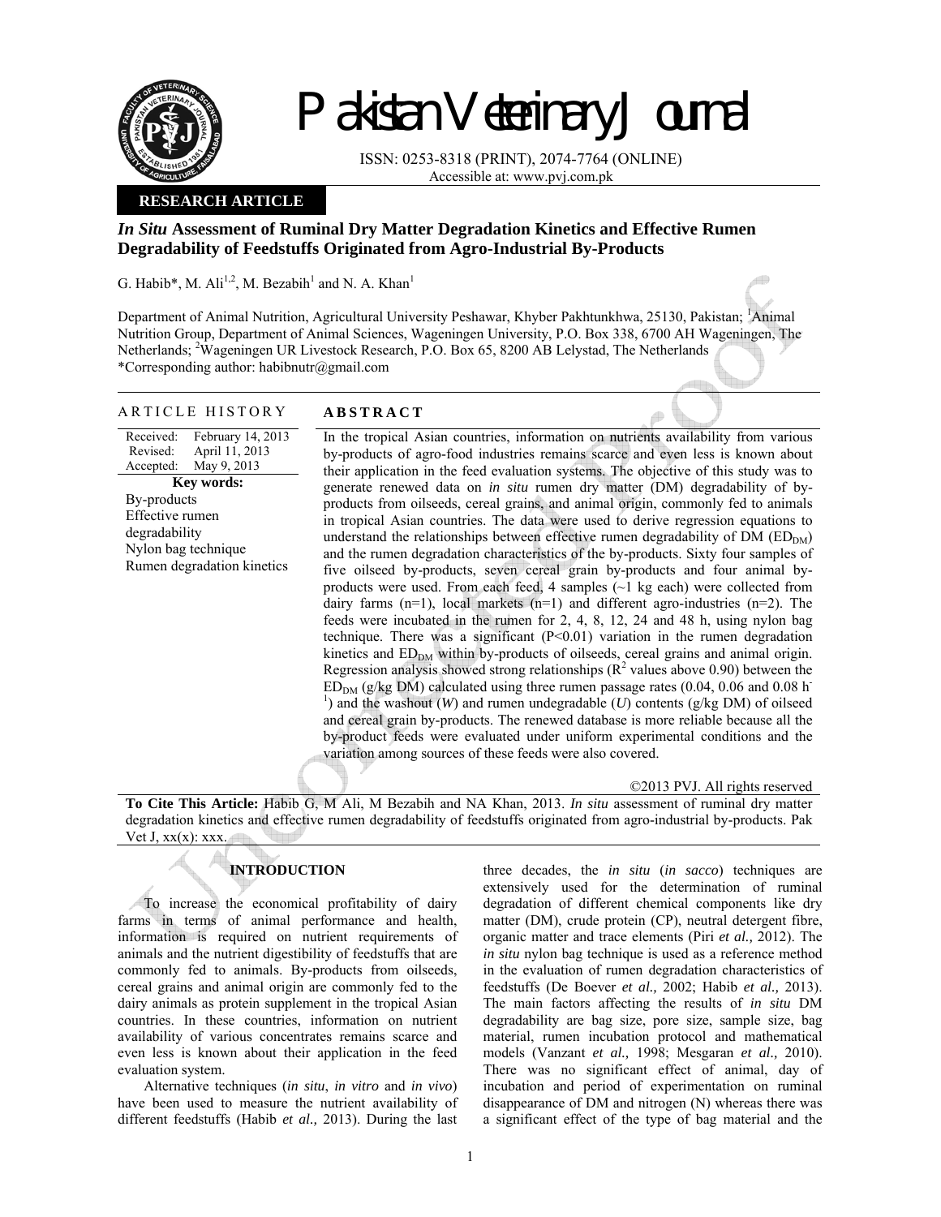# Pakistan Veterinary Journal

ISSN: 0253-8318 (PRINT), 2074-7764 (ONLINE)
Accessible at: www.pvj.com.pk

**RESEARCH ARTICLE**

## *In Situ* Assessment of Ruminal Dry Matter Degradation Kinetics and Effective Rumen Degradability of Feedstuffs Originated from Agro-Industrial By-Products

G. Habib*, M. Ali[1,2], M. Bezabih[1] and N. A. Khan[1]

Department of Animal Nutrition, Agricultural University Peshawar, Khyber Pakhtunkhwa, 25130, Pakistan; [1]Animal Nutrition Group, Department of Animal Sciences, Wageningen University, P.O. Box 338, 6700 AH Wageningen, The Netherlands; [2]Wageningen UR Livestock Research, P.O. Box 65, 8200 AB Lelystad, The Netherlands
*Corresponding author: habibnutr@gmail.com

### ARTICLE HISTORY

| | |
|---|---|
| Received: | February 14, 2013 |
| Revised: | April 11, 2013 |
| Accepted: | May 9, 2013 |

**Key words:**
By-products
Effective rumen degradability
Nylon bag technique
Rumen degradation kinetics

### ABSTRACT

In the tropical Asian countries, information on nutrients availability from various by-products of agro-food industries remains scarce and even less is known about their application in the feed evaluation systems. The objective of this study was to generate renewed data on *in situ* rumen dry matter (DM) degradability of by-products from oilseeds, cereal grains, and animal origin, commonly fed to animals in tropical Asian countries. The data were used to derive regression equations to understand the relationships between effective rumen degradability of DM ($ED_{DM}$) and the rumen degradation characteristics of the by-products. Sixty four samples of five oilseed by-products, seven cereal grain by-products and four animal by-products were used. From each feed, 4 samples (~1 kg each) were collected from dairy farms (n=1), local markets (n=1) and different agro-industries (n=2). The feeds were incubated in the rumen for 2, 4, 8, 12, 24 and 48 h, using nylon bag technique. There was a significant ($P<0.01$) variation in the rumen degradation kinetics and $ED_{DM}$ within by-products of oilseeds, cereal grains and animal origin. Regression analysis showed strong relationships ($R^2$ values above 0.90) between the $ED_{DM}$ (g/kg DM) calculated using three rumen passage rates (0.04, 0.06 and 0.08 $h^{-1}$) and the washout ($W$) and rumen undegradable ($U$) contents (g/kg DM) of oilseed and cereal grain by-products. The renewed database is more reliable because all the by-product feeds were evaluated under uniform experimental conditions and the variation among sources of these feeds were also covered.

©2013 PVJ. All rights reserved

**To Cite This Article:** Habib G, M Ali, M Bezabih and NA Khan, 2013. *In situ* assessment of ruminal dry matter degradation kinetics and effective rumen degradability of feedstuffs originated from agro-industrial by-products. Pak Vet J, xx(x): xxx.

## INTRODUCTION

To increase the economical profitability of dairy farms in terms of animal performance and health, information is required on nutrient requirements of animals and the nutrient digestibility of feedstuffs that are commonly fed to animals. By-products from oilseeds, cereal grains and animal origin are commonly fed to the dairy animals as protein supplement in the tropical Asian countries. In these countries, information on nutrient availability of various concentrates remains scarce and even less is known about their application in the feed evaluation system.

Alternative techniques (*in situ*, *in vitro* and *in vivo*) have been used to measure the nutrient availability of different feedstuffs (Habib *et al.,* 2013). During the last three decades, the *in situ* (*in sacco*) techniques are extensively used for the determination of ruminal degradation of different chemical components like dry matter (DM), crude protein (CP), neutral detergent fibre, organic matter and trace elements (Piri *et al.,* 2012). The *in situ* nylon bag technique is used as a reference method in the evaluation of rumen degradation characteristics of feedstuffs (De Boever *et al.,* 2002; Habib *et al.,* 2013). The main factors affecting the results of *in situ* DM degradability are bag size, pore size, sample size, bag material, rumen incubation protocol and mathematical models (Vanzant *et al.,* 1998; Mesgaran *et al.,* 2010). There was no significant effect of animal, day of incubation and period of experimentation on ruminal disappearance of DM and nitrogen (N) whereas there was a significant effect of the type of bag material and the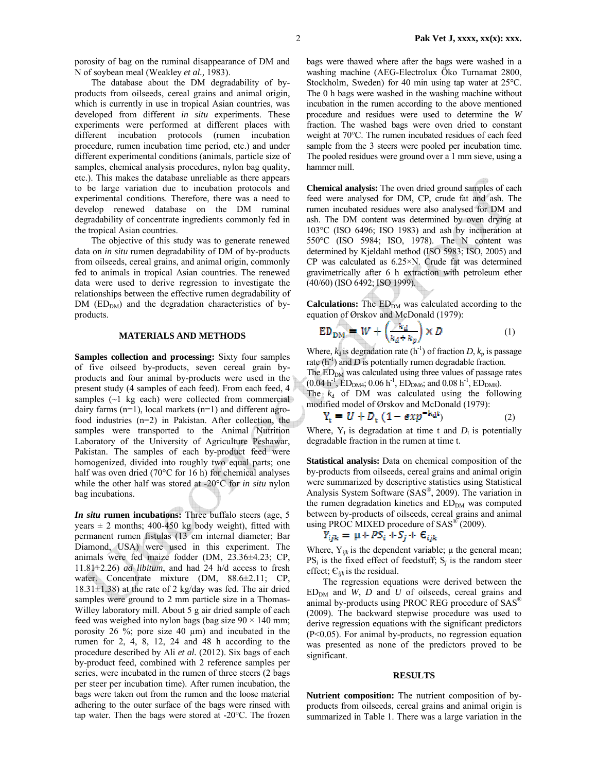porosity of bag on the ruminal disappearance of DM and N of soybean meal (Weakley *et al.,* 1983).

The database about the DM degradability of by-products from oilseeds, cereal grains and animal origin, which is currently in use in tropical Asian countries, was developed from different *in situ* experiments. These experiments were performed at different places with different incubation protocols (rumen incubation procedure, rumen incubation time period, etc.) and under different experimental conditions (animals, particle size of samples, chemical analysis procedures, nylon bag quality, etc.). This makes the database unreliable as there appears to be large variation due to incubation protocols and experimental conditions. Therefore, there was a need to develop renewed database on the DM ruminal degradability of concentrate ingredients commonly fed in the tropical Asian countries.

The objective of this study was to generate renewed data on *in situ* rumen degradability of DM of by-products from oilseeds, cereal grains, and animal origin, commonly fed to animals in tropical Asian countries. The renewed data were used to derive regression to investigate the relationships between the effective rumen degradability of DM ($ED_{DM}$) and the degradation characteristics of by-products.

## MATERIALS AND METHODS

**Samples collection and processing:** Sixty four samples of five oilseed by-products, seven cereal grain by-products and four animal by-products were used in the present study (4 samples of each feed). From each feed, 4 samples (~1 kg each) were collected from commercial dairy farms (n=1), local markets (n=1) and different agro-food industries (n=2) in Pakistan. After collection, the samples were transported to the Animal Nutrition Laboratory of the University of Agriculture Peshawar, Pakistan. The samples of each by-product feed were homogenized, divided into roughly two equal parts; one half was oven dried (70°C for 16 h) for chemical analyses while the other half was stored at -20°C for *in situ* nylon bag incubations.

***In situ* rumen incubations:** Three buffalo steers (age, 5 years ± 2 months; 400-450 kg body weight), fitted with permanent rumen fistulas (13 cm internal diameter; Bar Diamond, USA) were used in this experiment. The animals were fed maize fodder (DM, 23.36±4.23; CP, 11.81±2.26) *ad libitum*, and had 24 h/d access to fresh water. Concentrate mixture (DM, 88.6±2.11; CP, 18.31±1.38) at the rate of 2 kg/day was fed. The air dried samples were ground to 2 mm particle size in a Thomas-Willey laboratory mill. About 5 g air dried sample of each feed was weighed into nylon bags (bag size 90 × 140 mm; porosity 26 %; pore size 40 μm) and incubated in the rumen for 2, 4, 8, 12, 24 and 48 h according to the procedure described by Ali *et al.* (2012). Six bags of each by-product feed, combined with 2 reference samples per series, were incubated in the rumen of three steers (2 bags per steer per incubation time). After rumen incubation, the bags were taken out from the rumen and the loose material adhering to the outer surface of the bags were rinsed with tap water. Then the bags were stored at -20°C. The frozen bags were thawed where after the bags were washed in a washing machine (AEG-Electrolux Öko Turnamat 2800, Stockholm, Sweden) for 40 min using tap water at 25°C. The 0 h bags were washed in the washing machine without incubation in the rumen according to the above mentioned procedure and residues were used to determine the *W* fraction. The washed bags were oven dried to constant weight at 70°C. The rumen incubated residues of each feed sample from the 3 steers were pooled per incubation time. The pooled residues were ground over a 1 mm sieve, using a hammer mill.

**Chemical analysis:** The oven dried ground samples of each feed were analysed for DM, CP, crude fat and ash. The rumen incubated residues were also analysed for DM and ash. The DM content was determined by oven drying at 103°C (ISO 6496; ISO 1983) and ash by incineration at 550°C (ISO 5984; ISO, 1978). The N content was determined by Kjeldahl method (ISO 5983; ISO, 2005) and CP was calculated as 6.25×N. Crude fat was determined gravimetrically after 6 h extraction with petroleum ether (40/60) (ISO 6492; ISO 1999).

**Calculations:** The $ED_{DM}$ was calculated according to the equation of Ørskov and McDonald (1979):

$$ED_{DM} = W + \left(\frac{k_d}{k_d + k_p}\right) \times D \qquad (1)$$

Where, $k_d$ is degradation rate ($h^{-1}$) of fraction *D*, $k_p$ is passage rate ($h^{-1}$) and *D* is potentially rumen degradable fraction.

The $ED_{DM}$ was calculated using three values of passage rates (0.04 $h^{-1}$, $ED_{DM4}$; 0.06 $h^{-1}$, $ED_{DM6}$; and 0.08 $h^{-1}$, $ED_{DM8}$).

The $k_d$ of DM was calculated using the following modified model of Ørskov and McDonald (1979):

$$Y_t = U + D_t\left(1 - exp^{-k_d t}\right) \qquad (2)$$

Where, $Y_t$ is degradation at time t and $D_t$ is potentially degradable fraction in the rumen at time t.

**Statistical analysis:** Data on chemical composition of the by-products from oilseeds, cereal grains and animal origin were summarized by descriptive statistics using Statistical Analysis System Software (SAS®, 2009). The variation in the rumen degradation kinetics and $ED_{DM}$ was computed between by-products of oilseeds, cereal grains and animal using PROC MIXED procedure of SAS® (2009).

$$Y_{ijk} = \mu + PS_i + S_j + \epsilon_{ijk}$$

Where, $Y_{ijk}$ is the dependent variable; μ the general mean; $PS_i$ is the fixed effect of feedstuff; $S_j$ is the random steer effect; $\epsilon_{ijk}$ is the residual.

The regression equations were derived between the $ED_{DM}$ and *W*, *D* and *U* of oilseeds, cereal grains and animal by-products using PROC REG procedure of SAS® (2009). The backward stepwise procedure was used to derive regression equations with the significant predictors ($P<0.05$). For animal by-products, no regression equation was presented as none of the predictors proved to be significant.

## RESULTS

**Nutrient composition:** The nutrient composition of by-products from oilseeds, cereal grains and animal origin is summarized in Table 1. There was a large variation in the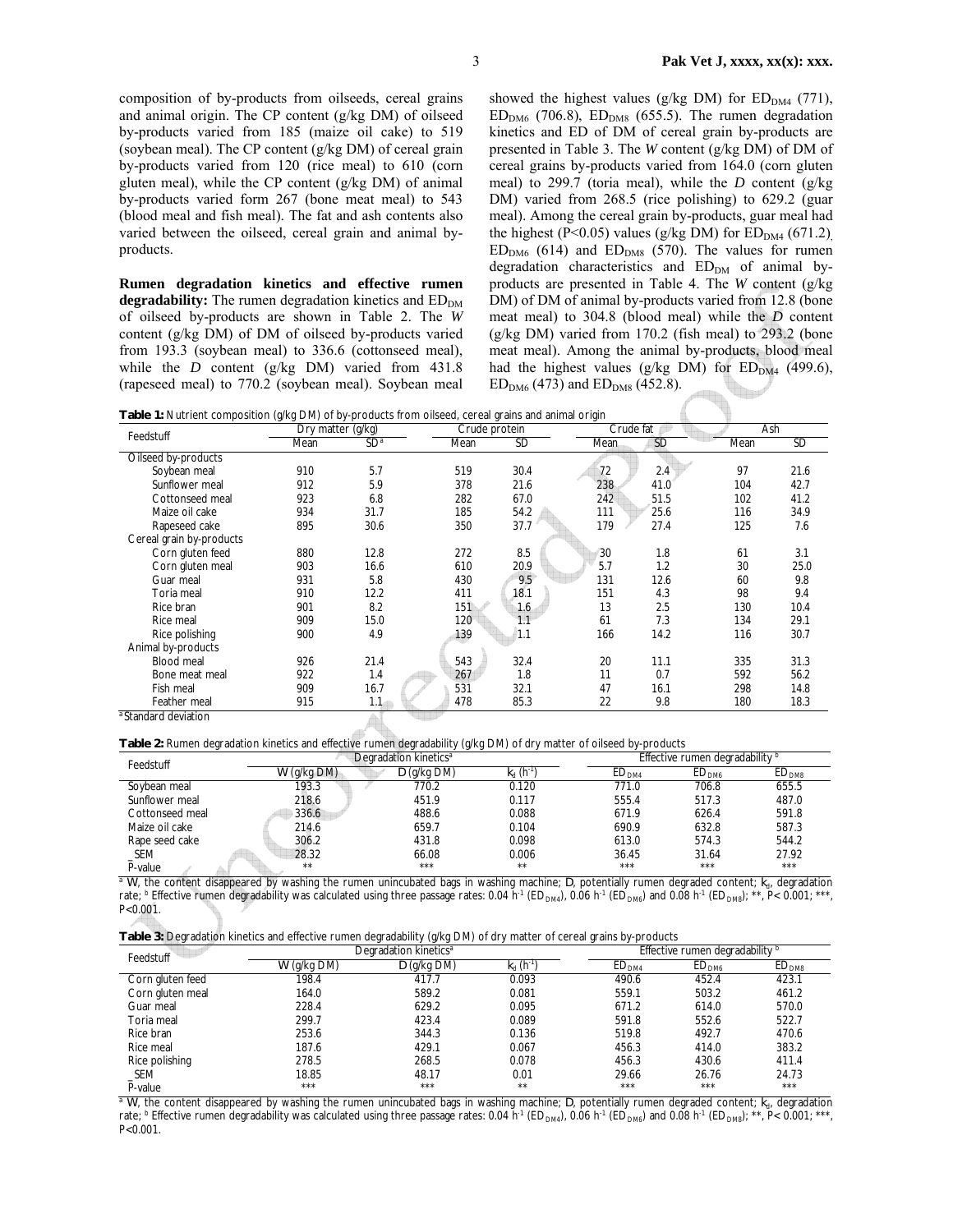composition of by-products from oilseeds, cereal grains and animal origin. The CP content (g/kg DM) of oilseed by-products varied from 185 (maize oil cake) to 519 (soybean meal). The CP content (g/kg DM) of cereal grain by-products varied from 120 (rice meal) to 610 (corn gluten meal), while the CP content (g/kg DM) of animal by-products varied form 267 (bone meat meal) to 543 (blood meal and fish meal). The fat and ash contents also varied between the oilseed, cereal grain and animal by-products.

**Rumen degradation kinetics and effective rumen degradability:** The rumen degradation kinetics and $ED_{DM}$ of oilseed by-products are shown in Table 2. The *W* content (g/kg DM) of DM of oilseed by-products varied from 193.3 (soybean meal) to 336.6 (cottonseed meal), while the *D* content (g/kg DM) varied from 431.8 (rapeseed meal) to 770.2 (soybean meal). Soybean meal showed the highest values (g/kg DM) for $ED_{DM4}$ (771), $ED_{DM6}$ (706.8), $ED_{DM8}$ (655.5). The rumen degradation kinetics and ED of DM of cereal grain by-products are presented in Table 3. The *W* content (g/kg DM) of DM of cereal grains by-products varied from 164.0 (corn gluten meal) to 299.7 (toria meal), while the *D* content (g/kg DM) varied from 268.5 (rice polishing) to 629.2 (guar meal). Among the cereal grain by-products, guar meal had the highest ($P<0.05$) values (g/kg DM) for $ED_{DM4}$ (671.2), $ED_{DM6}$ (614) and $ED_{DM8}$ (570). The values for rumen degradation characteristics and $ED_{DM}$ of animal by-products are presented in Table 4. The *W* content (g/kg DM) of DM of animal by-products varied from 12.8 (bone meat meal) to 304.8 (blood meal) while the *D* content (g/kg DM) varied from 170.2 (fish meal) to 293.2 (bone meat meal). Among the animal by-products, blood meal had the highest values (g/kg DM) for $ED_{DM4}$ (499.6), $ED_{DM6}$ (473) and $ED_{DM8}$ (452.8).

**Table 1:** Nutrient composition (g/kg DM) of by-products from oilseed, cereal grains and animal origin

| Feedstuff | Dry matter (g/kg) | | Crude protein | | Crude fat | | Ash | |
|---|---|---|---|---|---|---|---|---|
| | Mean | SD[a] | Mean | SD | Mean | SD | Mean | SD |
| Oilseed by-products | | | | | | | | |
| Soybean meal | 910 | 5.7 | 519 | 30.4 | 72 | 2.4 | 97 | 21.6 |
| Sunflower meal | 912 | 5.9 | 378 | 21.6 | 238 | 41.0 | 104 | 42.7 |
| Cottonseed meal | 923 | 6.8 | 282 | 67.0 | 242 | 51.5 | 102 | 41.2 |
| Maize oil cake | 934 | 31.7 | 185 | 54.2 | 111 | 25.6 | 116 | 34.9 |
| Rapeseed cake | 895 | 30.6 | 350 | 37.7 | 179 | 27.4 | 125 | 7.6 |
| Cereal grain by-products | | | | | | | | |
| Corn gluten feed | 880 | 12.8 | 272 | 8.5 | 30 | 1.8 | 61 | 3.1 |
| Corn gluten meal | 903 | 16.6 | 610 | 20.9 | 5.7 | 1.2 | 30 | 25.0 |
| Guar meal | 931 | 5.8 | 430 | 9.5 | 131 | 12.6 | 60 | 9.8 |
| Toria meal | 910 | 12.2 | 411 | 18.1 | 151 | 4.3 | 98 | 9.4 |
| Rice bran | 901 | 8.2 | 151 | 1.6 | 13 | 2.5 | 130 | 10.4 |
| Rice meal | 909 | 15.0 | 120 | 1.1 | 61 | 7.3 | 134 | 29.1 |
| Rice polishing | 900 | 4.9 | 139 | 1.1 | 166 | 14.2 | 116 | 30.7 |
| Animal by-products | | | | | | | | |
| Blood meal | 926 | 21.4 | 543 | 32.4 | 20 | 11.1 | 335 | 31.3 |
| Bone meat meal | 922 | 1.4 | 267 | 1.8 | 11 | 0.7 | 592 | 56.2 |
| Fish meal | 909 | 16.7 | 531 | 32.1 | 47 | 16.1 | 298 | 14.8 |
| Feather meal | 915 | 1.1 | 478 | 85.3 | 22 | 9.8 | 180 | 18.3 |

[a]Standard deviation

**Table 2:** Rumen degradation kinetics and effective rumen degradability (g/kg DM) of dry matter of oilseed by-products

| Feedstuff | Degradation kinetics[a] | | | Effective rumen degradability [b] | | |
|---|---|---|---|---|---|---|
| | W (g/kg DM) | D (g/kg DM) | $k_d$ ($h^{-1}$) | $ED_{DM4}$ | $ED_{DM6}$ | $ED_{DM8}$ |
| Soybean meal | 193.3 | 770.2 | 0.120 | 771.0 | 706.8 | 655.5 |
| Sunflower meal | 218.6 | 451.9 | 0.117 | 555.4 | 517.3 | 487.0 |
| Cottonseed meal | 336.6 | 488.6 | 0.088 | 671.9 | 626.4 | 591.8 |
| Maize oil cake | 214.6 | 659.7 | 0.104 | 690.9 | 632.8 | 587.3 |
| Rape seed cake | 306.2 | 431.8 | 0.098 | 613.0 | 574.3 | 544.2 |
| SEM | 28.32 | 66.08 | 0.006 | 36.45 | 31.64 | 27.92 |
| P-value | ** | *** | ** | *** | *** | *** |

[a] W, the content disappeared by washing the rumen unincubated bags in washing machine; D, potentially rumen degraded content; $k_d$, degradation rate; [b] Effective rumen degradability was calculated using three passage rates: 0.04 $h^{-1}$ ($ED_{DM4}$), 0.06 $h^{-1}$ ($ED_{DM6}$) and 0.08 $h^{-1}$ ($ED_{DM8}$); **, $P<0.001$; ***, $P<0.001$.

**Table 3:** Degradation kinetics and effective rumen degradability (g/kg DM) of dry matter of cereal grains by-products

| Feedstuff | Degradation kinetics[a] | | | Effective rumen degradability [b] | | |
|---|---|---|---|---|---|---|
| | W (g/kg DM) | D (g/kg DM) | $k_d$ ($h^{-1}$) | $ED_{DM4}$ | $ED_{DM6}$ | $ED_{DM8}$ |
| Corn gluten feed | 198.4 | 417.7 | 0.093 | 490.6 | 452.4 | 423.1 |
| Corn gluten meal | 164.0 | 589.2 | 0.081 | 559.1 | 503.2 | 461.2 |
| Guar meal | 228.4 | 629.2 | 0.095 | 671.2 | 614.0 | 570.0 |
| Toria meal | 299.7 | 423.4 | 0.089 | 591.8 | 552.6 | 522.7 |
| Rice bran | 253.6 | 344.3 | 0.136 | 519.8 | 492.7 | 470.6 |
| Rice meal | 187.6 | 429.1 | 0.067 | 456.3 | 414.0 | 383.2 |
| Rice polishing | 278.5 | 268.5 | 0.078 | 456.3 | 430.6 | 411.4 |
| SEM | 18.85 | 48.17 | 0.01 | 29.66 | 26.76 | 24.73 |
| P-value | *** | *** | ** | *** | *** | *** |

[a] W, the content disappeared by washing the rumen unincubated bags in washing machine; D, potentially rumen degraded content; $k_d$, degradation rate; [b] Effective rumen degradability was calculated using three passage rates: 0.04 $h^{-1}$ ($ED_{DM4}$), 0.06 $h^{-1}$ ($ED_{DM6}$) and 0.08 $h^{-1}$ ($ED_{DM8}$); **, $P<0.001$; ***, $P<0.001$.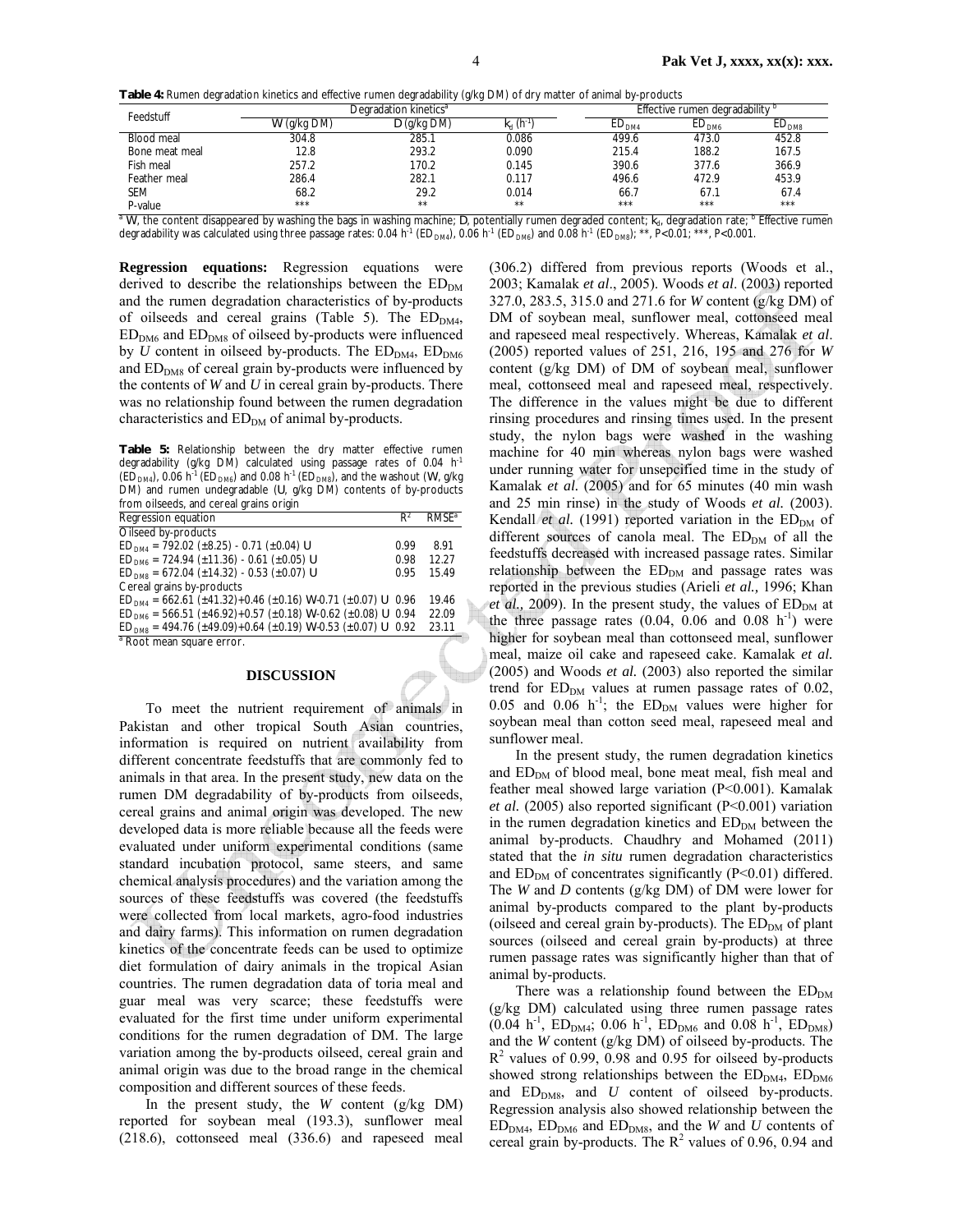**Table 4:** Rumen degradation kinetics and effective rumen degradability (g/kg DM) of dry matter of animal by-products

| Feedstuff | Degradation kinetics[a] | | | Effective rumen degradability [b] | | |
|---|---|---|---|---|---|---|
| | W (g/kg DM) | D (g/kg DM) | $k_d$ ($h^{-1}$) | $ED_{DM4}$ | $ED_{DM6}$ | $ED_{DM8}$ |
| Blood meal | 304.8 | 285.1 | 0.086 | 499.6 | 473.0 | 452.8 |
| Bone meat meal | 12.8 | 293.2 | 0.090 | 215.4 | 188.2 | 167.5 |
| Fish meal | 257.2 | 170.2 | 0.145 | 390.6 | 377.6 | 366.9 |
| Feather meal | 286.4 | 282.1 | 0.117 | 496.6 | 472.9 | 453.9 |
| SEM | 68.2 | 29.2 | 0.014 | 66.7 | 67.1 | 67.4 |
| P-value | *** | ** | ** | *** | *** | *** |

[a] W, the content disappeared by washing the bags in washing machine; D, potentially rumen degraded content; $k_d$, degradation rate; [b] Effective rumen degradability was calculated using three passage rates: 0.04 $h^{-1}$ ($ED_{DM4}$), 0.06 $h^{-1}$ ($ED_{DM6}$) and 0.08 $h^{-1}$ ($ED_{DM8}$); **, P<0.01; ***, P<0.001.

**Regression equations:** Regression equations were derived to describe the relationships between the $ED_{DM}$ and the rumen degradation characteristics of by-products of oilseeds and cereal grains (Table 5). The $ED_{DM4}$, $ED_{DM6}$ and $ED_{DM8}$ of oilseed by-products were influenced by *U* content in oilseed by-products. The $ED_{DM4}$, $ED_{DM6}$ and $ED_{DM8}$ of cereal grain by-products were influenced by the contents of *W* and *U* in cereal grain by-products. There was no relationship found between the rumen degradation characteristics and $ED_{DM}$ of animal by-products.

**Table 5:** Relationship between the dry matter effective rumen degradability (g/kg DM) calculated using passage rates of 0.04 $h^{-1}$ ($ED_{DM4}$), 0.06 $h^{-1}$ ($ED_{DM6}$) and 0.08 $h^{-1}$ ($ED_{DM8}$), and the washout (W, g/kg DM) and rumen undegradable (U, g/kg DM) contents of by-products from oilseeds, and cereal grains origin

| Regression equation | $R^2$ | RMSE[a] |
|---|---|---|
| Oilseed by-products | | |
| $ED_{DM4}$ = 792.02 (±8.25) - 0.71 (±0.04) U | 0.99 | 8.91 |
| $ED_{DM6}$ = 724.94 (±11.36) - 0.61 (±0.05) U | 0.98 | 12.27 |
| $ED_{DM8}$ = 672.04 (±14.32) - 0.53 (±0.07) U | 0.95 | 15.49 |
| Cereal grains by-products | | |
| $ED_{DM4}$ = 662.61 (±41.32)+0.46 (±0.16) W-0.71 (±0.07) U | 0.96 | 19.46 |
| $ED_{DM6}$ = 566.51 (±46.92)+0.57 (±0.18) W-0.62 (±0.08) U | 0.94 | 22.09 |
| $ED_{DM8}$ = 494.76 (±49.09)+0.64 (±0.19) W-0.53 (±0.07) U | 0.92 | 23.11 |

[a] Root mean square error.

## DISCUSSION

To meet the nutrient requirement of animals in Pakistan and other tropical South Asian countries, information is required on nutrient availability from different concentrate feedstuffs that are commonly fed to animals in that area. In the present study, new data on the rumen DM degradability of by-products from oilseeds, cereal grains and animal origin was developed. The new developed data is more reliable because all the feeds were evaluated under uniform experimental conditions (same standard incubation protocol, same steers, and same chemical analysis procedures) and the variation among the sources of these feedstuffs was covered (the feedstuffs were collected from local markets, agro-food industries and dairy farms). This information on rumen degradation kinetics of the concentrate feeds can be used to optimize diet formulation of dairy animals in the tropical Asian countries. The rumen degradation data of toria meal and guar meal was very scarce; these feedstuffs were evaluated for the first time under uniform experimental conditions for the rumen degradation of DM. The large variation among the by-products oilseed, cereal grain and animal origin was due to the broad range in the chemical composition and different sources of these feeds.

In the present study, the *W* content (g/kg DM) reported for soybean meal (193.3), sunflower meal (218.6), cottonseed meal (336.6) and rapeseed meal (306.2) differed from previous reports (Woods et al., 2003; Kamalak *et al*., 2005). Woods *et al.* (2003) reported 327.0, 283.5, 315.0 and 271.6 for *W* content (g/kg DM) of DM of soybean meal, sunflower meal, cottonseed meal and rapeseed meal respectively. Whereas, Kamalak *et al.* (2005) reported values of 251, 216, 195 and 276 for *W* content (g/kg DM) of DM of soybean meal, sunflower meal, cottonseed meal and rapeseed meal, respectively. The difference in the values might be due to different rinsing procedures and rinsing times used. In the present study, the nylon bags were washed in the washing machine for 40 min whereas nylon bags were washed under running water for unspecified time in the study of Kamalak *et al.* (2005) and for 65 minutes (40 min wash and 25 min rinse) in the study of Woods *et al.* (2003). Kendall *et al.* (1991) reported variation in the $ED_{DM}$ of different sources of canola meal. The $ED_{DM}$ of all the feedstuffs decreased with increased passage rates. Similar relationship between the $ED_{DM}$ and passage rates was reported in the previous studies (Arieli *et al.,* 1996; Khan *et al.,* 2009). In the present study, the values of $ED_{DM}$ at the three passage rates (0.04, 0.06 and 0.08 $h^{-1}$) were higher for soybean meal than cottonseed meal, sunflower meal, maize oil cake and rapeseed cake. Kamalak *et al.* (2005) and Woods *et al.* (2003) also reported the similar trend for $ED_{DM}$ values at rumen passage rates of 0.02, 0.05 and 0.06 $h^{-1}$; the $ED_{DM}$ values were higher for soybean meal than cotton seed meal, rapeseed meal and sunflower meal.

In the present study, the rumen degradation kinetics and $ED_{DM}$ of blood meal, bone meat meal, fish meal and feather meal showed large variation (P<0.001). Kamalak *et al.* (2005) also reported significant (P<0.001) variation in the rumen degradation kinetics and $ED_{DM}$ between the animal by-products. Chaudhry and Mohamed (2011) stated that the *in situ* rumen degradation characteristics and $ED_{DM}$ of concentrates significantly (P<0.01) differed. The *W* and *D* contents (g/kg DM) of DM were lower for animal by-products compared to the plant by-products (oilseed and cereal grain by-products). The $ED_{DM}$ of plant sources (oilseed and cereal grain by-products) at three rumen passage rates was significantly higher than that of animal by-products.

There was a relationship found between the $ED_{DM}$ (g/kg DM) calculated using three rumen passage rates (0.04 $h^{-1}$, $ED_{DM4}$; 0.06 $h^{-1}$, $ED_{DM6}$ and 0.08 $h^{-1}$, $ED_{DM8}$) and the *W* content (g/kg DM) of oilseed by-products. The $R^2$ values of 0.99, 0.98 and 0.95 for oilseed by-products showed strong relationships between the $ED_{DM4}$, $ED_{DM6}$ and $ED_{DM8}$, and *U* content of oilseed by-products. Regression analysis also showed relationship between the $ED_{DM4}$, $ED_{DM6}$ and $ED_{DM8}$, and the *W* and *U* contents of cereal grain by-products. The $R^2$ values of 0.96, 0.94 and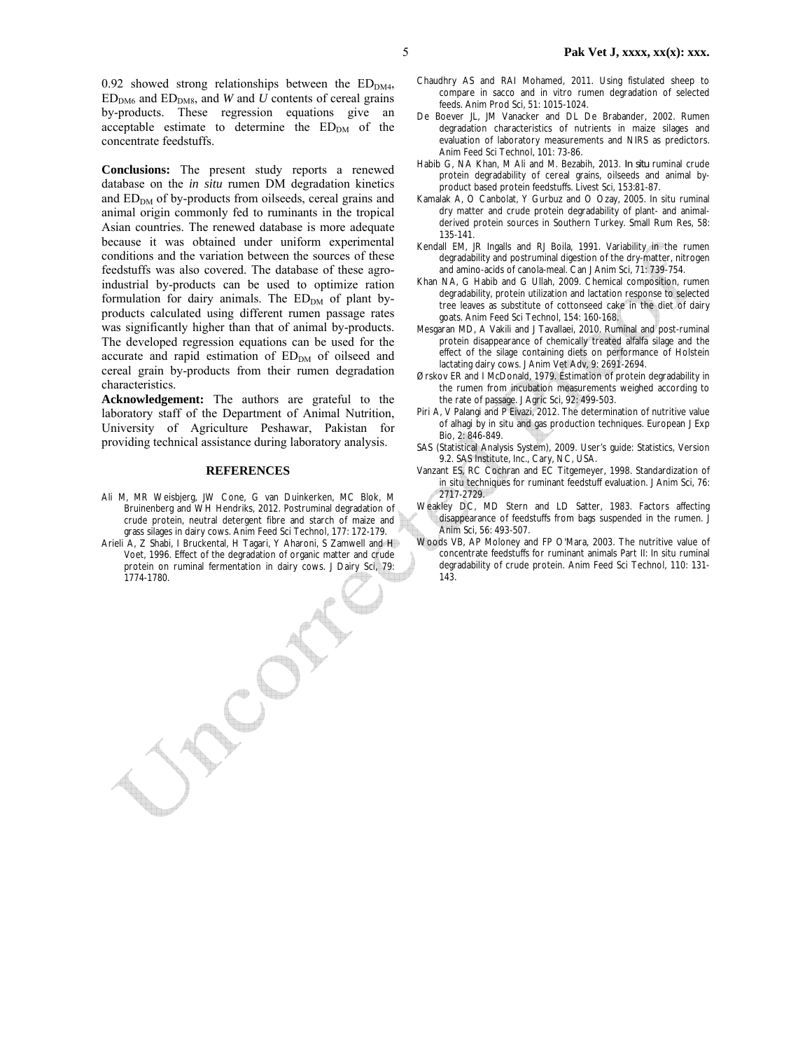0.92 showed strong relationships between the $ED_{DM4}$, $ED_{DM6}$ and $ED_{DM8}$, and *W* and *U* contents of cereal grains by-products. These regression equations give an acceptable estimate to determine the $ED_{DM}$ of the concentrate feedstuffs.

**Conclusions:** The present study reports a renewed database on the *in situ* rumen DM degradation kinetics and $ED_{DM}$ of by-products from oilseeds, cereal grains and animal origin commonly fed to ruminants in the tropical Asian countries. The renewed database is more adequate because it was obtained under uniform experimental conditions and the variation between the sources of these feedstuffs was also covered. The database of these agro-industrial by-products can be used to optimize ration formulation for dairy animals. The $ED_{DM}$ of plant by-products calculated using different rumen passage rates was significantly higher than that of animal by-products. The developed regression equations can be used for the accurate and rapid estimation of $ED_{DM}$ of oilseed and cereal grain by-products from their rumen degradation characteristics.

**Acknowledgement:** The authors are grateful to the laboratory staff of the Department of Animal Nutrition, University of Agriculture Peshawar, Pakistan for providing technical assistance during laboratory analysis.

## REFERENCES

Ali M, MR Weisbjerg, JW Cone, G van Duinkerken, MC Blok, M Bruinenberg and WH Hendriks, 2012. Postruminal degradation of crude protein, neutral detergent fibre and starch of maize and grass silages in dairy cows. Anim Feed Sci Technol, 177: 172-179.

Arieli A, Z Shabi, I Bruckental, H Tagari, Y Aharoni, S Zamwell and H Voet, 1996. Effect of the degradation of organic matter and crude protein on ruminal fermentation in dairy cows. J Dairy Sci, 79: 1774-1780.

Chaudhry AS and RAI Mohamed, 2011. Using fistulated sheep to compare in sacco and in vitro rumen degradation of selected feeds. Anim Prod Sci, 51: 1015-1024.

De Boever JL, JM Vanacker and DL De Brabander, 2002. Rumen degradation characteristics of nutrients in maize silages and evaluation of laboratory measurements and NIRS as predictors. Anim Feed Sci Technol, 101: 73-86.

Habib G, NA Khan, M Ali and M. Bezabih, 2013. *In situ* ruminal crude protein degradability of cereal grains, oilseeds and animal by-product based protein feedstuffs. Livest Sci, 153:81-87.

Kamalak A, O Canbolat, Y Gurbuz and O Ozay, 2005. In situ ruminal dry matter and crude protein degradability of plant- and animal-derived protein sources in Southern Turkey. Small Rum Res, 58: 135-141.

Kendall EM, JR Ingalls and RJ Boila, 1991. Variability in the rumen degradability and postruminal digestion of the dry-matter, nitrogen and amino-acids of canola-meal. Can J Anim Sci, 71: 739-754.

Khan NA, G Habib and G Ullah, 2009. Chemical composition, rumen degradability, protein utilization and lactation response to selected tree leaves as substitute of cottonseed cake in the diet of dairy goats. Anim Feed Sci Technol, 154: 160-168.

Mesgaran MD, A Vakili and J Tavallaei, 2010. Ruminal and post-ruminal protein disappearance of chemically treated alfalfa silage and the effect of the silage containing diets on performance of Holstein lactating dairy cows. J Anim Vet Adv, 9: 2691-2694.

Ørskov ER and I McDonald, 1979. Estimation of protein degradability in the rumen from incubation measurements weighed according to the rate of passage. J Agric Sci, 92: 499-503.

Piri A, V Palangi and P Eivazi, 2012. The determination of nutritive value of alhagi by in situ and gas production techniques. European J Exp Bio, 2: 846-849.

SAS (Statistical Analysis System), 2009. User's guide: Statistics, Version 9.2. SAS Institute, Inc., Cary, NC, USA.

Vanzant ES, RC Cochran and EC Titgemeyer, 1998. Standardization of in situ techniques for ruminant feedstuff evaluation. J Anim Sci, 76: 2717-2729.

Weakley DC, MD Stern and LD Satter, 1983. Factors affecting disappearance of feedstuffs from bags suspended in the rumen. J Anim Sci, 56: 493-507.

Woods VB, AP Moloney and FP O'Mara, 2003. The nutritive value of concentrate feedstuffs for ruminant animals Part II: In situ ruminal degradability of crude protein. Anim Feed Sci Technol, 110: 131-143.